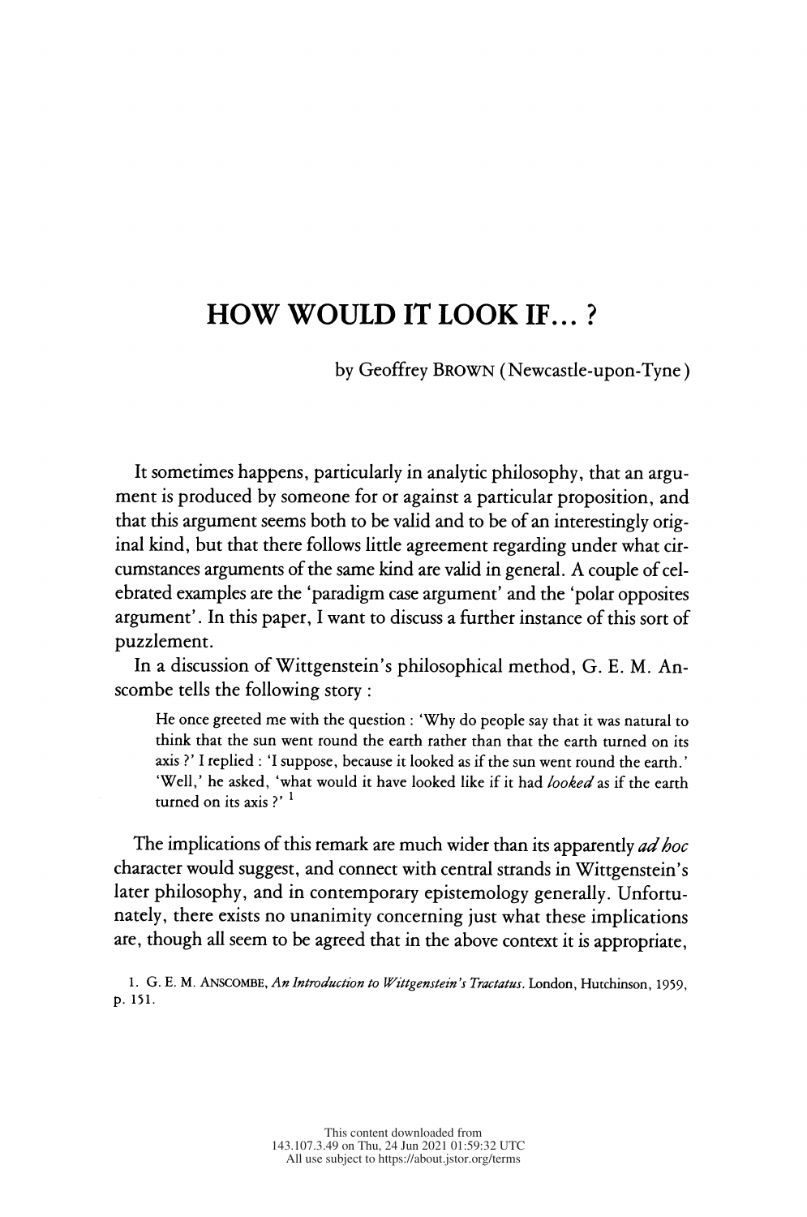# HOW WOULD IT LOOK IF... ?

by Geoffrey BROWN (Newcastle-upon-Tyne)

It sometimes happens, particularly in analytic philosophy, that an argument is produced by someone for or against a particular proposition, and that this argument seems both to be valid and to be of an interestingly original kind, but that there follows little agreement regarding under what circumstances arguments of the same kind are valid in general. A couple of celebrated examples are the 'paradigm case argument' and the 'polar opposites argument'. In this paper, I want to discuss a further instance of this sort of puzzlement.

In a discussion of Wittgenstein's philosophical method, G. E. M. Anscombe tells the following story :

> He once greeted me with the question : 'Why do people say that it was natural to think that the sun went round the earth rather than that the earth turned on its axis ?' I replied : 'I suppose, because it looked as if the sun went round the earth.' 'Well,' he asked, 'what would it have looked like if it had *looked* as if the earth turned on its axis ?' [1]

The implications of this remark are much wider than its apparently *ad hoc* character would suggest, and connect with central strands in Wittgenstein's later philosophy, and in contemporary epistemology generally. Unfortunately, there exists no unanimity concerning just what these implications are, though all seem to be agreed that in the above context it is appropriate,

1. G. E. M. ANSCOMBE, *An Introduction to Wittgenstein's Tractatus*. London, Hutchinson, 1959, p. 151.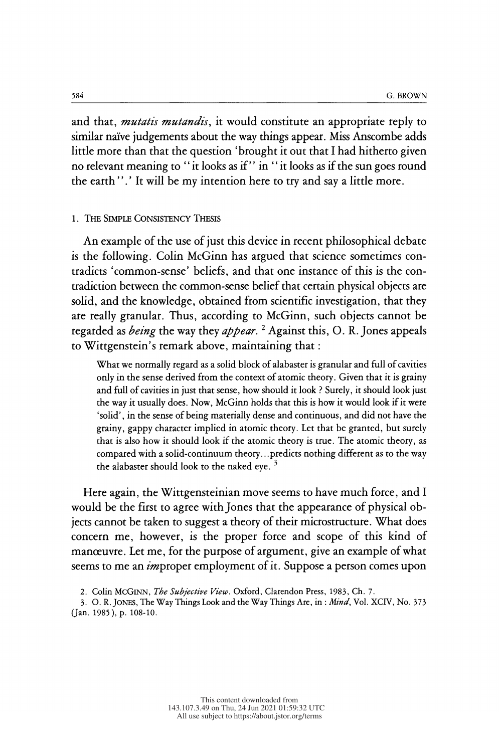and that, *mutatis mutandis*, it would constitute an appropriate reply to similar naïve judgements about the way things appear. Miss Anscombe adds little more than that the question 'brought it out that I had hitherto given no relevant meaning to "it looks as if" in "it looks as if the sun goes round the earth".' It will be my intention here to try and say a little more.

## 1. The Simple Consistency Thesis

An example of the use of just this device in recent philosophical debate is the following. Colin McGinn has argued that science sometimes contradicts 'common-sense' beliefs, and that one instance of this is the contradiction between the common-sense belief that certain physical objects are solid, and the knowledge, obtained from scientific investigation, that they are really granular. Thus, according to McGinn, such objects cannot be regarded as *being* the way they *appear*. [2] Against this, O. R. Jones appeals to Wittgenstein's remark above, maintaining that :

> What we normally regard as a solid block of alabaster is granular and full of cavities only in the sense derived from the context of atomic theory. Given that it is grainy and full of cavities in just that sense, how should it look ? Surely, it should look just the way it usually does. Now, McGinn holds that this is how it would look if it were 'solid', in the sense of being materially dense and continuous, and did not have the grainy, gappy character implied in atomic theory. Let that be granted, but surely that is also how it should look if the atomic theory is true. The atomic theory, as compared with a solid-continuum theory...predicts nothing different as to the way the alabaster should look to the naked eye. [3]

Here again, the Wittgensteinian move seems to have much force, and I would be the first to agree with Jones that the appearance of physical objects cannot be taken to suggest a theory of their microstructure. What does concern me, however, is the proper force and scope of this kind of manœuvre. Let me, for the purpose of argument, give an example of what seems to me an *im*proper employment of it. Suppose a person comes upon

2. Colin McGinn, *The Subjective View*. Oxford, Clarendon Press, 1983, Ch. 7.

3. O. R. Jones, The Way Things Look and the Way Things Are, in : *Mind*, Vol. XCIV, No. 373 (Jan. 1985), p. 108-10.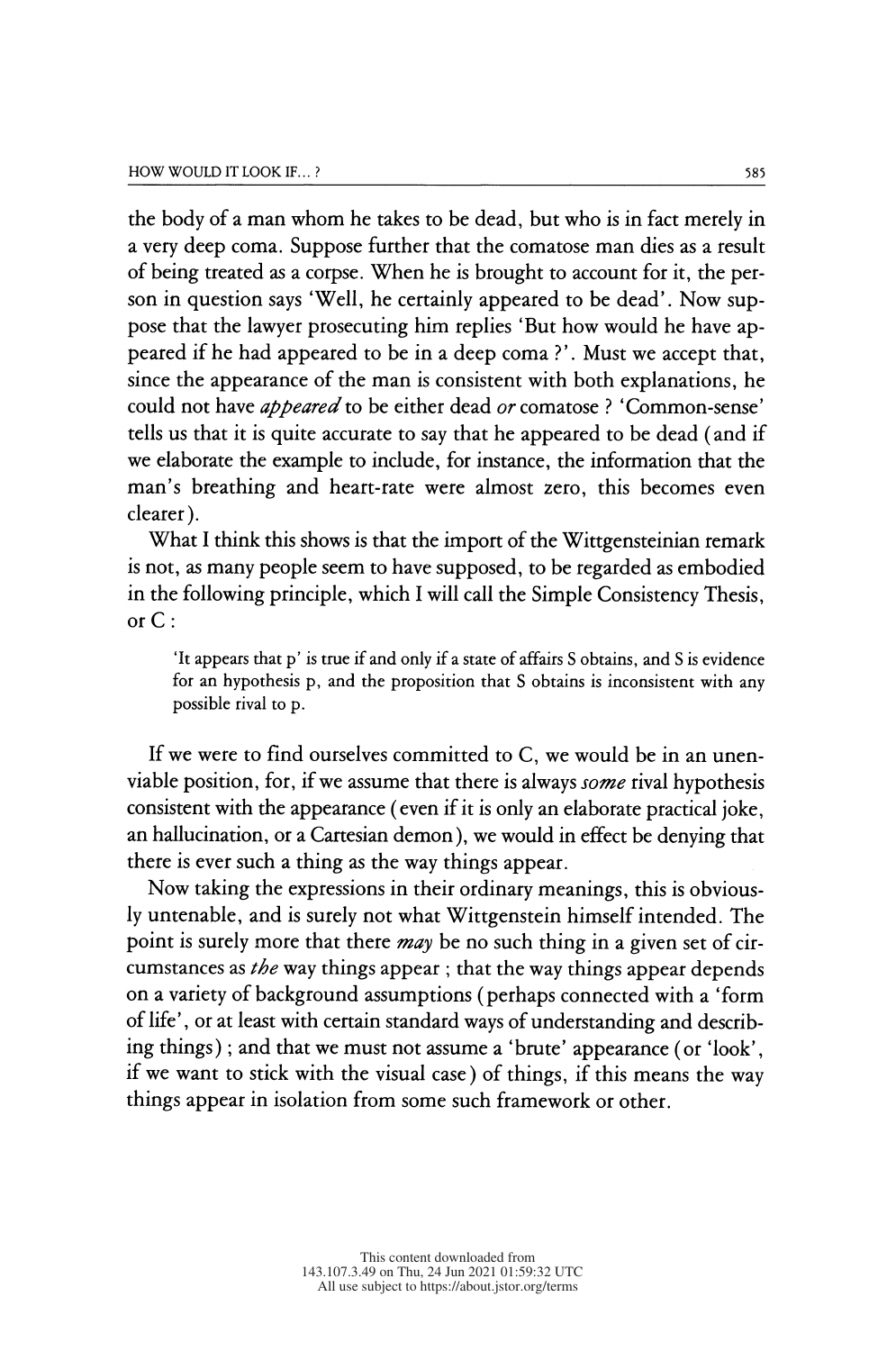the body of a man whom he takes to be dead, but who is in fact merely in a very deep coma. Suppose further that the comatose man dies as a result of being treated as a corpse. When he is brought to account for it, the person in question says 'Well, he certainly appeared to be dead'. Now suppose that the lawyer prosecuting him replies 'But how would he have appeared if he had appeared to be in a deep coma ?'. Must we accept that, since the appearance of the man is consistent with both explanations, he could not have *appeared* to be either dead *or* comatose ? 'Common-sense' tells us that it is quite accurate to say that he appeared to be dead (and if we elaborate the example to include, for instance, the information that the man's breathing and heart-rate were almost zero, this becomes even clearer).

What I think this shows is that the import of the Wittgensteinian remark is not, as many people seem to have supposed, to be regarded as embodied in the following principle, which I will call the Simple Consistency Thesis, or C :

> 'It appears that p' is true if and only if a state of affairs S obtains, and S is evidence for an hypothesis p, and the proposition that S obtains is inconsistent with any possible rival to p.

If we were to find ourselves committed to C, we would be in an unenviable position, for, if we assume that there is always *some* rival hypothesis consistent with the appearance (even if it is only an elaborate practical joke, an hallucination, or a Cartesian demon), we would in effect be denying that there is ever such a thing as the way things appear.

Now taking the expressions in their ordinary meanings, this is obviously untenable, and is surely not what Wittgenstein himself intended. The point is surely more that there *may* be no such thing in a given set of circumstances as *the* way things appear ; that the way things appear depends on a variety of background assumptions (perhaps connected with a 'form of life', or at least with certain standard ways of understanding and describing things) ; and that we must not assume a 'brute' appearance (or 'look', if we want to stick with the visual case) of things, if this means the way things appear in isolation from some such framework or other.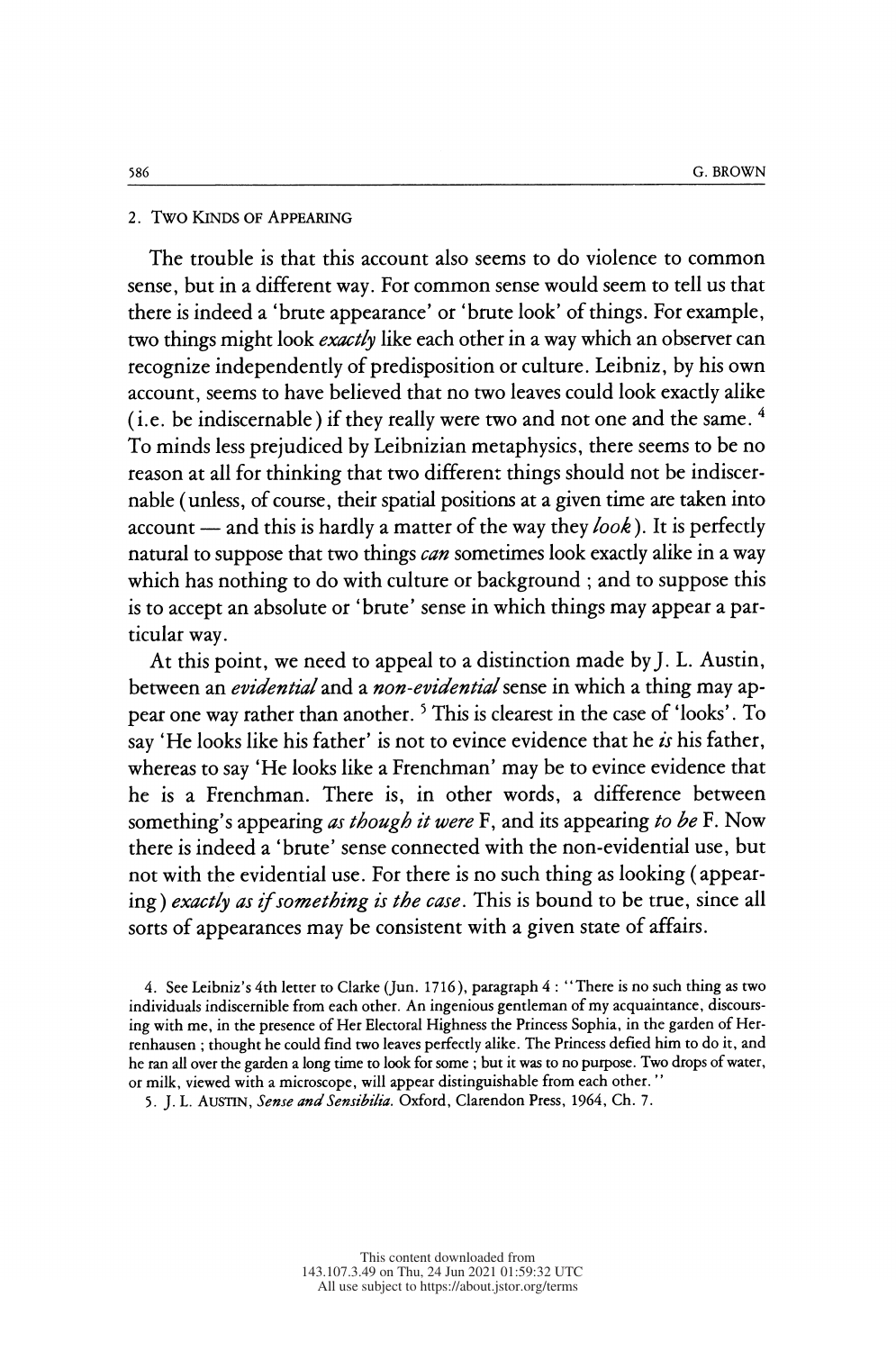## 2. Two Kinds of Appearing

The trouble is that this account also seems to do violence to common sense, but in a different way. For common sense would seem to tell us that there is indeed a 'brute appearance' or 'brute look' of things. For example, two things might look *exactly* like each other in a way which an observer can recognize independently of predisposition or culture. Leibniz, by his own account, seems to have believed that no two leaves could look exactly alike (i.e. be indiscernable) if they really were two and not one and the same. [4] To minds less prejudiced by Leibnizian metaphysics, there seems to be no reason at all for thinking that two different things should not be indiscernable (unless, of course, their spatial positions at a given time are taken into account — and this is hardly a matter of the way they *look*). It is perfectly natural to suppose that two things *can* sometimes look exactly alike in a way which has nothing to do with culture or background ; and to suppose this is to accept an absolute or 'brute' sense in which things may appear a particular way.

At this point, we need to appeal to a distinction made by J. L. Austin, between an *evidential* and a *non-evidential* sense in which a thing may appear one way rather than another. [5] This is clearest in the case of 'looks'. To say 'He looks like his father' is not to evince evidence that he *is* his father, whereas to say 'He looks like a Frenchman' may be to evince evidence that he is a Frenchman. There is, in other words, a difference between something's appearing *as though it were* F, and its appearing *to be* F. Now there is indeed a 'brute' sense connected with the non-evidential use, but not with the evidential use. For there is no such thing as looking (appearing) *exactly as if something is the case*. This is bound to be true, since all sorts of appearances may be consistent with a given state of affairs.

4. See Leibniz's 4th letter to Clarke (Jun. 1716), paragraph 4 : "There is no such thing as two individuals indiscernible from each other. An ingenious gentleman of my acquaintance, discoursing with me, in the presence of Her Electoral Highness the Princess Sophia, in the garden of Herrenhausen ; thought he could find two leaves perfectly alike. The Princess defied him to do it, and he ran all over the garden a long time to look for some ; but it was to no purpose. Two drops of water, or milk, viewed with a microscope, will appear distinguishable from each other."

5. J. L. Austin, *Sense and Sensibilia*. Oxford, Clarendon Press, 1964, Ch. 7.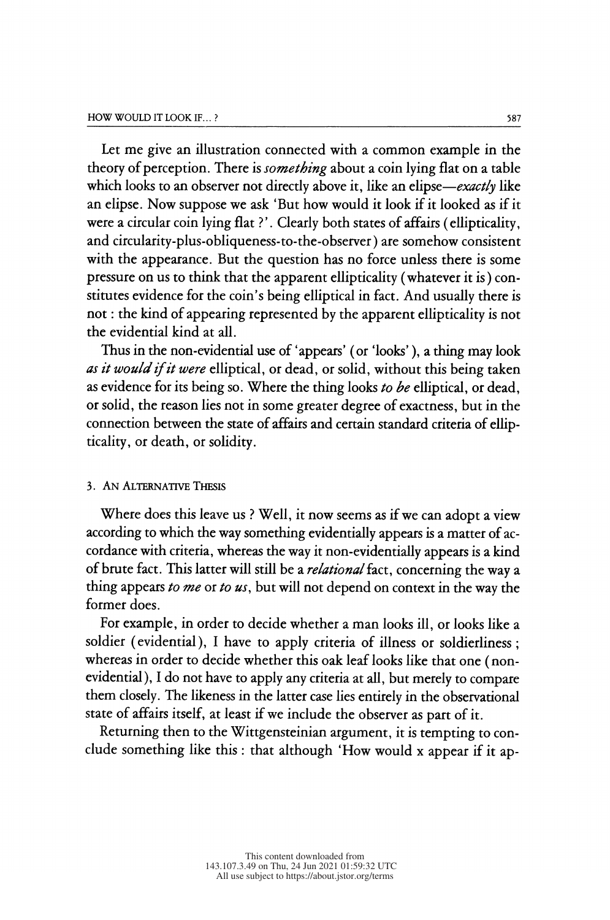Let me give an illustration connected with a common example in the theory of perception. There is *something* about a coin lying flat on a table which looks to an observer not directly above it, like an elipse—*exactly* like an elipse. Now suppose we ask 'But how would it look if it looked as if it were a circular coin lying flat ?'. Clearly both states of affairs (ellipticality, and circularity-plus-obliqueness-to-the-observer) are somehow consistent with the appearance. But the question has no force unless there is some pressure on us to think that the apparent ellipticality (whatever it is) constitutes evidence for the coin's being elliptical in fact. And usually there is not : the kind of appearing represented by the apparent ellipticality is not the evidential kind at all.

Thus in the non-evidential use of 'appears' (or 'looks'), a thing may look *as it would if it were* elliptical, or dead, or solid, without this being taken as evidence for its being so. Where the thing looks *to be* elliptical, or dead, or solid, the reason lies not in some greater degree of exactness, but in the connection between the state of affairs and certain standard criteria of ellipticality, or death, or solidity.

## 3. An Alternative Thesis

Where does this leave us ? Well, it now seems as if we can adopt a view according to which the way something evidentially appears is a matter of accordance with criteria, whereas the way it non-evidentially appears is a kind of brute fact. This latter will still be a *relational* fact, concerning the way a thing appears *to me* or *to us*, but will not depend on context in the way the former does.

For example, in order to decide whether a man looks ill, or looks like a soldier (evidential), I have to apply criteria of illness or soldierliness ; whereas in order to decide whether this oak leaf looks like that one (non-evidential), I do not have to apply any criteria at all, but merely to compare them closely. The likeness in the latter case lies entirely in the observational state of affairs itself, at least if we include the observer as part of it.

Returning then to the Wittgensteinian argument, it is tempting to conclude something like this : that although 'How would x appear if it ap-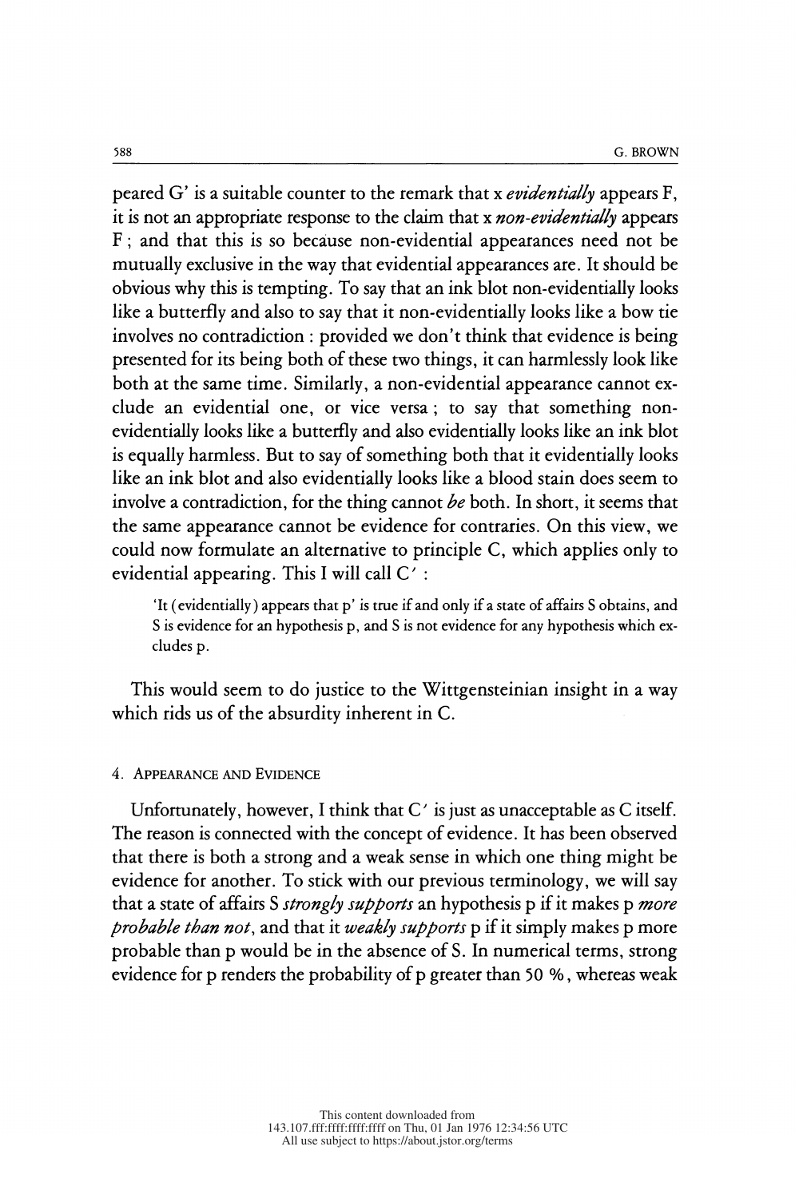peared G' is a suitable counter to the remark that x *evidentially* appears F, it is not an appropriate response to the claim that x *non-evidentially* appears F; and that this is so because non-evidential appearances need not be mutually exclusive in the way that evidential appearances are. It should be obvious why this is tempting. To say that an ink blot non-evidentially looks like a butterfly and also to say that it non-evidentially looks like a bow tie involves no contradiction : provided we don't think that evidence is being presented for its being both of these two things, it can harmlessly look like both at the same time. Similarly, a non-evidential appearance cannot exclude an evidential one, or vice versa; to say that something non-evidentially looks like a butterfly and also evidentially looks like an ink blot is equally harmless. But to say of something both that it evidentially looks like an ink blot and also evidentially looks like a blood stain does seem to involve a contradiction, for the thing cannot *be* both. In short, it seems that the same appearance cannot be evidence for contraries. On this view, we could now formulate an alternative to principle C, which applies only to evidential appearing. This I will call C′ :

> 'It (evidentially) appears that p' is true if and only if a state of affairs S obtains, and S is evidence for an hypothesis p, and S is not evidence for any hypothesis which excludes p.

This would seem to do justice to the Wittgensteinian insight in a way which rids us of the absurdity inherent in C.

## 4. Appearance and Evidence

Unfortunately, however, I think that C′ is just as unacceptable as C itself. The reason is connected with the concept of evidence. It has been observed that there is both a strong and a weak sense in which one thing might be evidence for another. To stick with our previous terminology, we will say that a state of affairs S *strongly supports* an hypothesis p if it makes p *more probable than not*, and that it *weakly supports* p if it simply makes p more probable than p would be in the absence of S. In numerical terms, strong evidence for p renders the probability of p greater than 50 %, whereas weak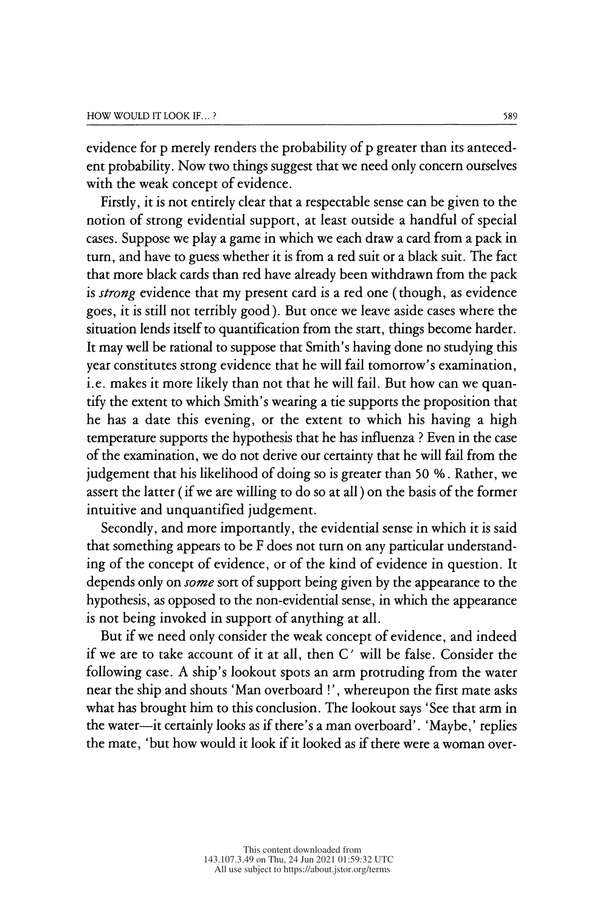evidence for p merely renders the probability of p greater than its antecedent probability. Now two things suggest that we need only concern ourselves with the weak concept of evidence.

Firstly, it is not entirely clear that a respectable sense can be given to the notion of strong evidential support, at least outside a handful of special cases. Suppose we play a game in which we each draw a card from a pack in turn, and have to guess whether it is from a red suit or a black suit. The fact that more black cards than red have already been withdrawn from the pack is *strong* evidence that my present card is a red one (though, as evidence goes, it is still not terribly good). But once we leave aside cases where the situation lends itself to quantification from the start, things become harder. It may well be rational to suppose that Smith's having done no studying this year constitutes strong evidence that he will fail tomorrow's examination, i.e. makes it more likely than not that he will fail. But how can we quantify the extent to which Smith's wearing a tie supports the proposition that he has a date this evening, or the extent to which his having a high temperature supports the hypothesis that he has influenza? Even in the case of the examination, we do not derive our certainty that he will fail from the judgement that his likelihood of doing so is greater than 50 %. Rather, we assert the latter (if we are willing to do so at all) on the basis of the former intuitive and unquantified judgement.

Secondly, and more importantly, the evidential sense in which it is said that something appears to be F does not turn on any particular understanding of the concept of evidence, or of the kind of evidence in question. It depends only on *some* sort of support being given by the appearance to the hypothesis, as opposed to the non-evidential sense, in which the appearance is not being invoked in support of anything at all.

But if we need only consider the weak concept of evidence, and indeed if we are to take account of it at all, then C′ will be false. Consider the following case. A ship's lookout spots an arm protruding from the water near the ship and shouts 'Man overboard!', whereupon the first mate asks what has brought him to this conclusion. The lookout says 'See that arm in the water—it certainly looks as if there's a man overboard'. 'Maybe,' replies the mate, 'but how would it look if it looked as if there were a woman over-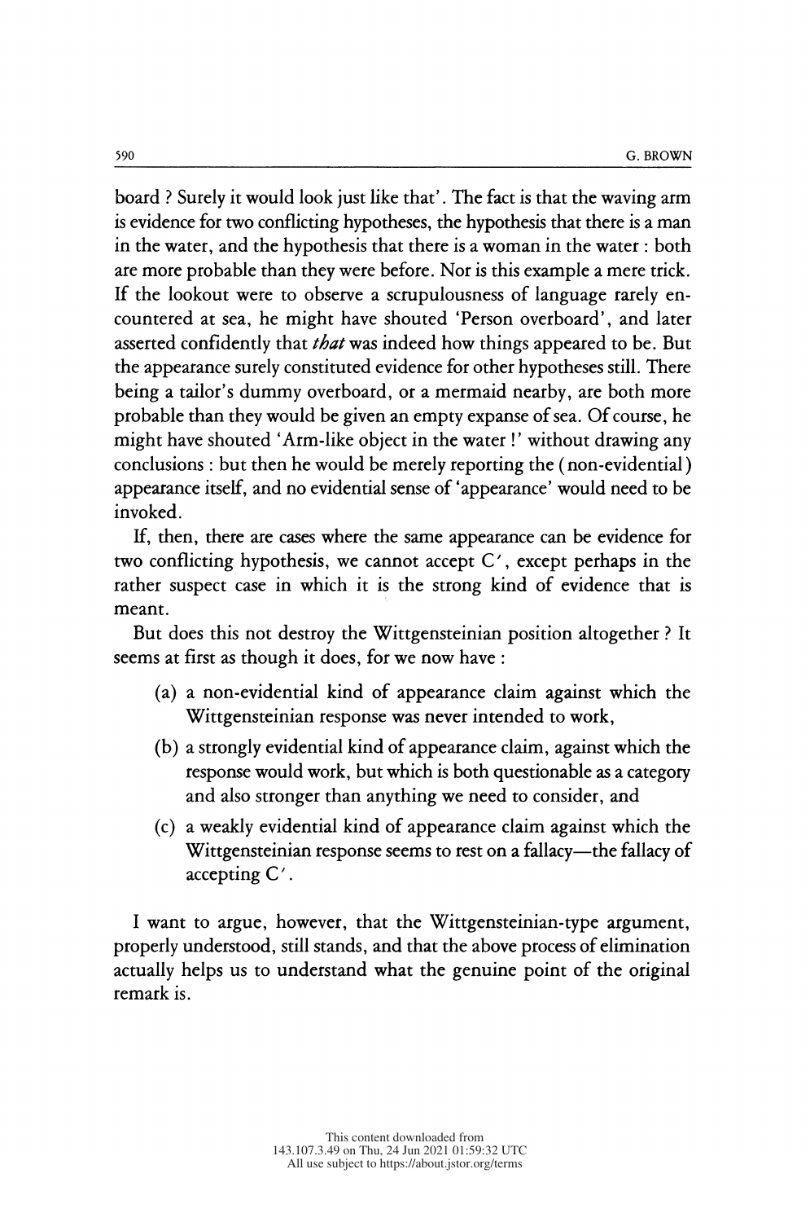board ? Surely it would look just like that'. The fact is that the waving arm is evidence for two conflicting hypotheses, the hypothesis that there is a man in the water, and the hypothesis that there is a woman in the water : both are more probable than they were before. Nor is this example a mere trick. If the lookout were to observe a scrupulousness of language rarely encountered at sea, he might have shouted 'Person overboard', and later asserted confidently that *that* was indeed how things appeared to be. But the appearance surely constituted evidence for other hypotheses still. There being a tailor's dummy overboard, or a mermaid nearby, are both more probable than they would be given an empty expanse of sea. Of course, he might have shouted 'Arm-like object in the water !' without drawing any conclusions : but then he would be merely reporting the (non-evidential) appearance itself, and no evidential sense of 'appearance' would need to be invoked.

If, then, there are cases where the same appearance can be evidence for two conflicting hypothesis, we cannot accept C′, except perhaps in the rather suspect case in which it is the strong kind of evidence that is meant.

But does this not destroy the Wittgensteinian position altogether ? It seems at first as though it does, for we now have :

(a) a non-evidential kind of appearance claim against which the Wittgensteinian response was never intended to work,

(b) a strongly evidential kind of appearance claim, against which the response would work, but which is both questionable as a category and also stronger than anything we need to consider, and

(c) a weakly evidential kind of appearance claim against which the Wittgensteinian response seems to rest on a fallacy—the fallacy of accepting C′.

I want to argue, however, that the Wittgensteinian-type argument, properly understood, still stands, and that the above process of elimination actually helps us to understand what the genuine point of the original remark is.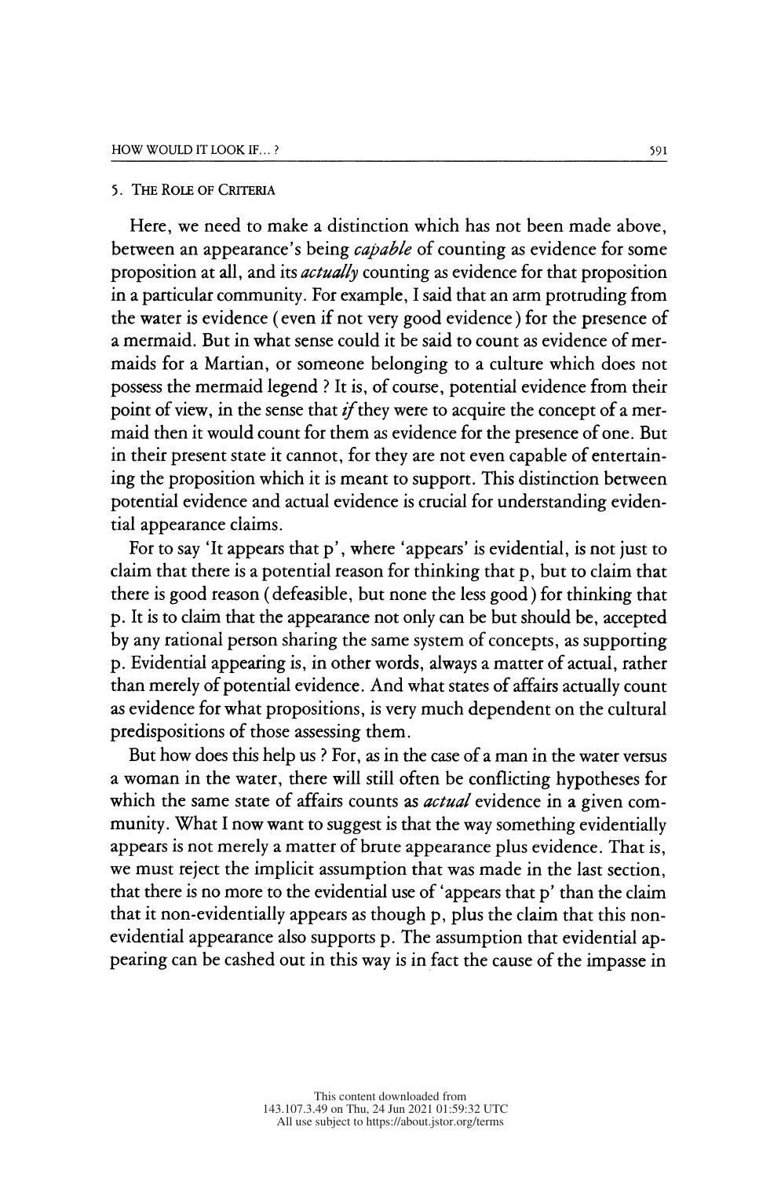## 5. The Role of Criteria

Here, we need to make a distinction which has not been made above, between an appearance's being *capable* of counting as evidence for some proposition at all, and its *actually* counting as evidence for that proposition in a particular community. For example, I said that an arm protruding from the water is evidence (even if not very good evidence) for the presence of a mermaid. But in what sense could it be said to count as evidence of mermaids for a Martian, or someone belonging to a culture which does not possess the mermaid legend ? It is, of course, potential evidence from their point of view, in the sense that *if* they were to acquire the concept of a mermaid then it would count for them as evidence for the presence of one. But in their present state it cannot, for they are not even capable of entertaining the proposition which it is meant to support. This distinction between potential evidence and actual evidence is crucial for understanding evidential appearance claims.

For to say 'It appears that p', where 'appears' is evidential, is not just to claim that there is a potential reason for thinking that p, but to claim that there is good reason (defeasible, but none the less good) for thinking that p. It is to claim that the appearance not only can be but should be, accepted by any rational person sharing the same system of concepts, as supporting p. Evidential appearing is, in other words, always a matter of actual, rather than merely of potential evidence. And what states of affairs actually count as evidence for what propositions, is very much dependent on the cultural predispositions of those assessing them.

But how does this help us ? For, as in the case of a man in the water versus a woman in the water, there will still often be conflicting hypotheses for which the same state of affairs counts as *actual* evidence in a given community. What I now want to suggest is that the way something evidentially appears is not merely a matter of brute appearance plus evidence. That is, we must reject the implicit assumption that was made in the last section, that there is no more to the evidential use of 'appears that p' than the claim that it non-evidentially appears as though p, plus the claim that this non-evidential appearance also supports p. The assumption that evidential appearing can be cashed out in this way is in fact the cause of the impasse in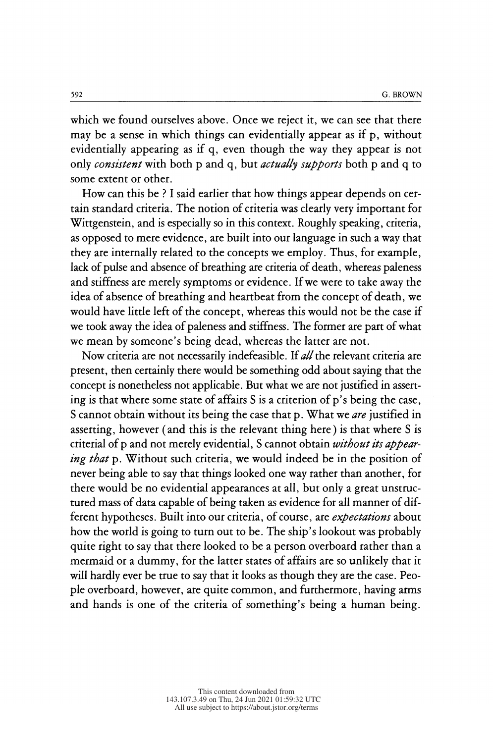which we found ourselves above. Once we reject it, we can see that there may be a sense in which things can evidentially appear as if p, without evidentially appearing as if q, even though the way they appear is not only *consistent* with both p and q, but *actually supports* both p and q to some extent or other.

How can this be ? I said earlier that how things appear depends on certain standard criteria. The notion of criteria was clearly very important for Wittgenstein, and is especially so in this context. Roughly speaking, criteria, as opposed to mere evidence, are built into our language in such a way that they are internally related to the concepts we employ. Thus, for example, lack of pulse and absence of breathing are criteria of death, whereas paleness and stiffness are merely symptoms or evidence. If we were to take away the idea of absence of breathing and heartbeat from the concept of death, we would have little left of the concept, whereas this would not be the case if we took away the idea of paleness and stiffness. The former are part of what we mean by someone's being dead, whereas the latter are not.

Now criteria are not necessarily indefeasible. If *all* the relevant criteria are present, then certainly there would be something odd about saying that the concept is nonetheless not applicable. But what we are not justified in asserting is that where some state of affairs S is a criterion of p's being the case, S cannot obtain without its being the case that p. What we *are* justified in asserting, however (and this is the relevant thing here) is that where S is criterial of p and not merely evidential, S cannot obtain *without its appearing that* p. Without such criteria, we would indeed be in the position of never being able to say that things looked one way rather than another, for there would be no evidential appearances at all, but only a great unstructured mass of data capable of being taken as evidence for all manner of different hypotheses. Built into our criteria, of course, are *expectations* about how the world is going to turn out to be. The ship's lookout was probably quite right to say that there looked to be a person overboard rather than a mermaid or a dummy, for the latter states of affairs are so unlikely that it will hardly ever be true to say that it looks as though they are the case. People overboard, however, are quite common, and furthermore, having arms and hands is one of the criteria of something's being a human being.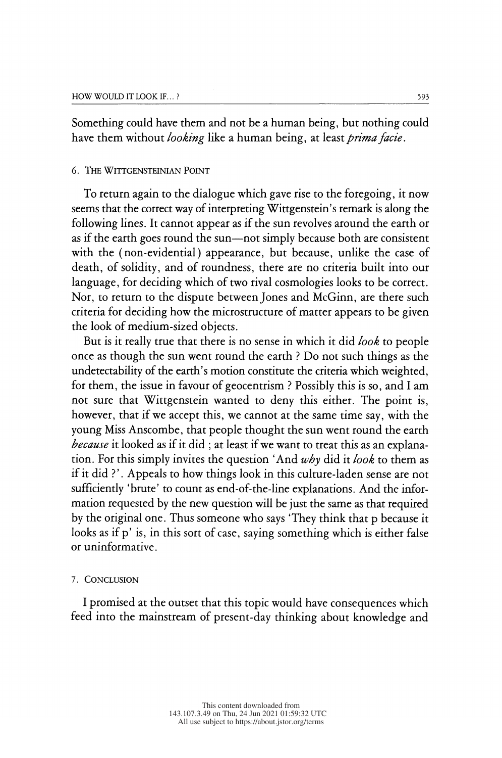Something could have them and not be a human being, but nothing could have them without *looking* like a human being, at least *prima facie*.

## 6. The Wittgensteinian Point

To return again to the dialogue which gave rise to the foregoing, it now seems that the correct way of interpreting Wittgenstein's remark is along the following lines. It cannot appear as if the sun revolves around the earth or as if the earth goes round the sun—not simply because both are consistent with the (non-evidential) appearance, but because, unlike the case of death, of solidity, and of roundness, there are no criteria built into our language, for deciding which of two rival cosmologies looks to be correct. Nor, to return to the dispute between Jones and McGinn, are there such criteria for deciding how the microstructure of matter appears to be given the look of medium-sized objects.

But is it really true that there is no sense in which it did *look* to people once as though the sun went round the earth ? Do not such things as the undetectability of the earth's motion constitute the criteria which weighted, for them, the issue in favour of geocentrism ? Possibly this is so, and I am not sure that Wittgenstein wanted to deny this either. The point is, however, that if we accept this, we cannot at the same time say, with the young Miss Anscombe, that people thought the sun went round the earth *because* it looked as if it did ; at least if we want to treat this as an explanation. For this simply invites the question 'And *why* did it *look* to them as if it did ?'. Appeals to how things look in this culture-laden sense are not sufficiently 'brute' to count as end-of-the-line explanations. And the information requested by the new question will be just the same as that required by the original one. Thus someone who says 'They think that p because it looks as if p' is, in this sort of case, saying something which is either false or uninformative.

## 7. Conclusion

I promised at the outset that this topic would have consequences which feed into the mainstream of present-day thinking about knowledge and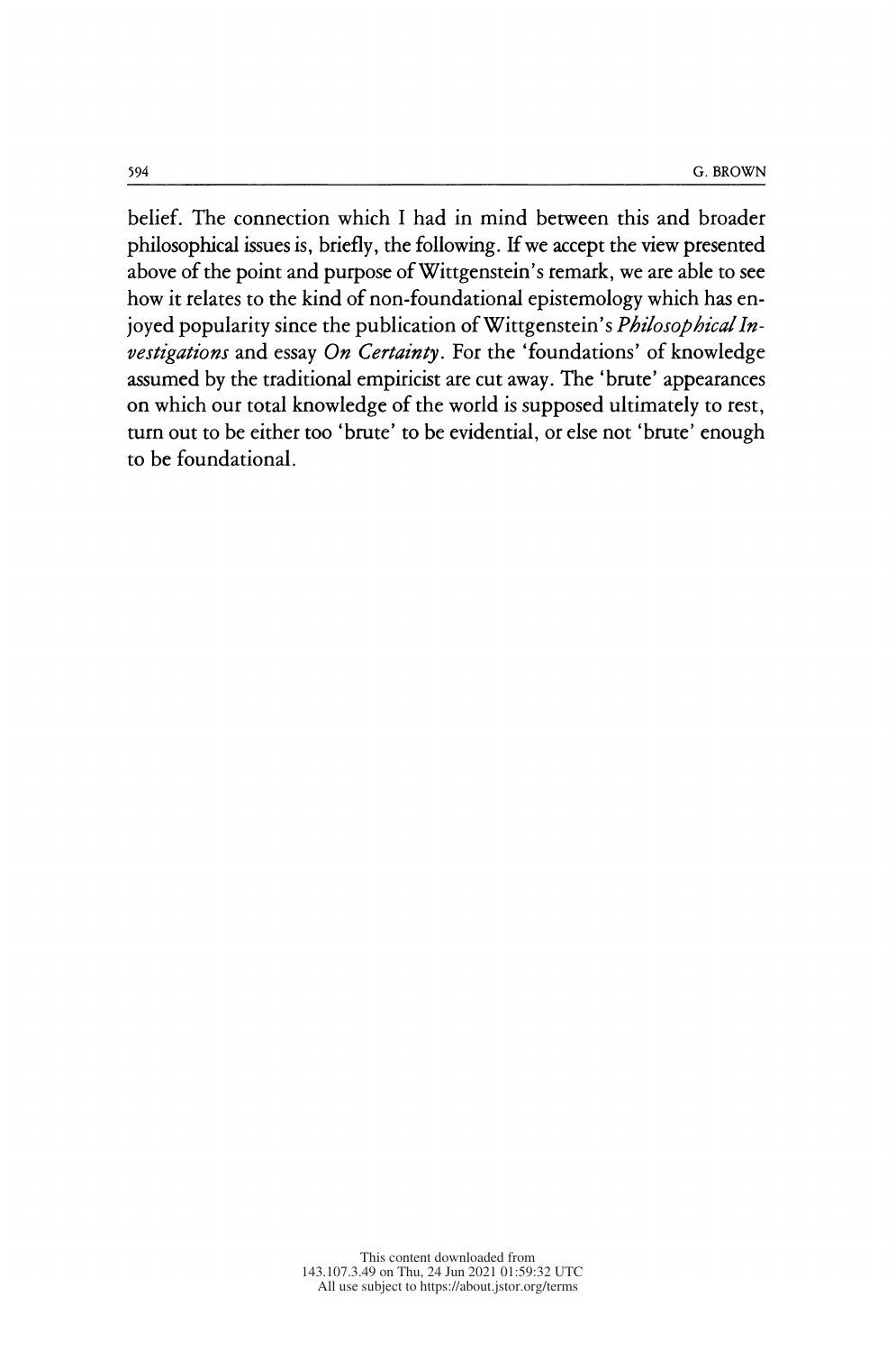belief. The connection which I had in mind between this and broader philosophical issues is, briefly, the following. If we accept the view presented above of the point and purpose of Wittgenstein's remark, we are able to see how it relates to the kind of non-foundational epistemology which has enjoyed popularity since the publication of Wittgenstein's *Philosophical Investigations* and essay *On Certainty*. For the 'foundations' of knowledge assumed by the traditional empiricist are cut away. The 'brute' appearances on which our total knowledge of the world is supposed ultimately to rest, turn out to be either too 'brute' to be evidential, or else not 'brute' enough to be foundational.